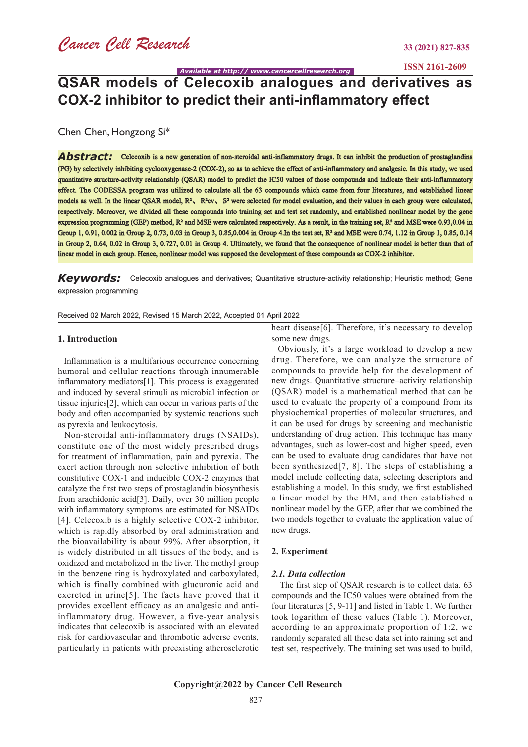# QSAR models of Celecoxib analogues and derivatives as COX-2 inhibitor to predict their anti-inflammatory effect

Chen Chen, Hongzong Si*

**Abstract:** Celecoxib is a new generation of non-steroidal anti-inflammatory drugs. It can inhibit the production of prostaglandins (PG) by selectively inhibiting cyclooxygenase-2 (COX-2), so as to achieve the effect of anti-inflammatory and analgesic. In this study, we used quantitative structure-activity relationship (QSAR) model to predict the IC50 values of those compounds and indicate their anti-inflammatory effect. The CODESSA program was utilized to calculate all the 63 compounds which came from four literatures, and established linear models as well. In the linear QSAR model, $R^2$、$R^2cv$、$S^2$ were selected for model evaluation, and their values in each group were calculated, respectively. Moreover, we divided all these compounds into training set and test set randomly, and established nonlinear model by the gene expression programming (GEP) method, $R^2$ and MSE were calculated respectively. As a result, in the training set, $R^2$ and MSE were 0.93,0.04 in Group 1, 0.91, 0.002 in Group 2, 0.73, 0.03 in Group 3, 0.85,0.004 in Group 4.In the test set, $R^2$ and MSE were 0.74, 1.12 in Group 1, 0.85, 0.14 in Group 2, 0.64, 0.02 in Group 3, 0.727, 0.01 in Group 4. Ultimately, we found that the consequence of nonlinear model is better than that of linear model in each group. Hence, nonlinear model was supposed the development of these compounds as COX-2 inhibitor.

**Keywords:** Celecoxib analogues and derivatives; Quantitative structure-activity relationship; Heuristic method; Gene expression programming

Received 02 March 2022, Revised 15 March 2022, Accepted 01 April 2022

## 1. Introduction

Inflammation is a multifarious occurrence concerning humoral and cellular reactions through innumerable inflammatory mediators[1]. This process is exaggerated and induced by several stimuli as microbial infection or tissue injuries[2], which can occur in various parts of the body and often accompanied by systemic reactions such as pyrexia and leukocytosis.

Non-steroidal anti-inflammatory drugs (NSAIDs), constitute one of the most widely prescribed drugs for treatment of inflammation, pain and pyrexia. The exert action through non selective inhibition of both constitutive COX-1 and inducible COX-2 enzymes that catalyze the first two steps of prostaglandin biosynthesis from arachidonic acid[3]. Daily, over 30 million people with inflammatory symptoms are estimated for NSAIDs [4]. Celecoxib is a highly selective COX-2 inhibitor, which is rapidly absorbed by oral administration and the bioavailability is about 99%. After absorption, it is widely distributed in all tissues of the body, and is oxidized and metabolized in the liver. The methyl group in the benzene ring is hydroxylated and carboxylated, which is finally combined with glucuronic acid and excreted in urine[5]. The facts have proved that it provides excellent efficacy as an analgesic and anti-inflammatory drug. However, a five-year analysis indicates that celecoxib is associated with an elevated risk for cardiovascular and thrombotic adverse events, particularly in patients with preexisting atherosclerotic heart disease[6]. Therefore, it's necessary to develop some new drugs.

Obviously, it's a large workload to develop a new drug. Therefore, we can analyze the structure of compounds to provide help for the development of new drugs. Quantitative structure–activity relationship (QSAR) model is a mathematical method that can be used to evaluate the property of a compound from its physiochemical properties of molecular structures, and it can be used for drugs by screening and mechanistic understanding of drug action. This technique has many advantages, such as lower-cost and higher speed, even can be used to evaluate drug candidates that have not been synthesized[7, 8]. The steps of establishing a model include collecting data, selecting descriptors and establishing a model. In this study, we first established a linear model by the HM, and then established a nonlinear model by the GEP, after that we combined the two models together to evaluate the application value of new drugs.

## 2. Experiment

### 2.1. Data collection

The first step of QSAR research is to collect data. 63 compounds and the IC50 values were obtained from the four literatures [5, 9-11] and listed in Table 1. We further took logarithm of these values (Table 1). Moreover, according to an approximate proportion of 1:2, we randomly separated all these data set into raining set and test set, respectively. The training set was used to build,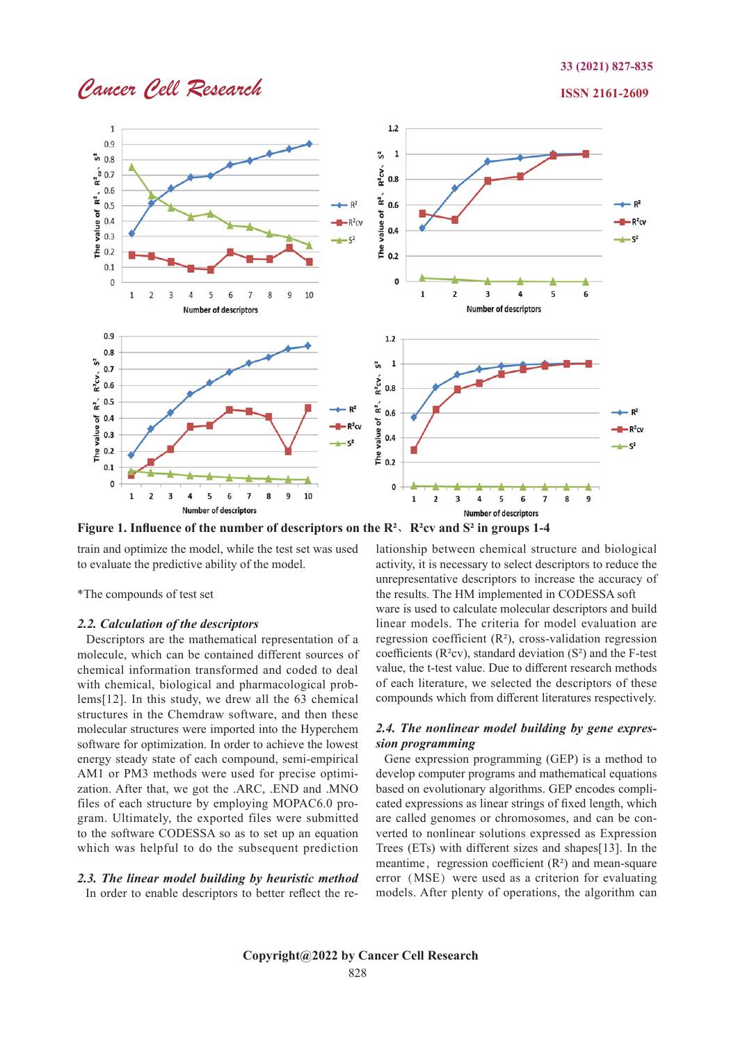**Figure 1. Influence of the number of descriptors on the $R^2$、$R^2cv$ and $S^2$ in groups 1-4**

train and optimize the model, while the test set was used to evaluate the predictive ability of the model.

*The compounds of test set

### *2.2. Calculation of the descriptors*

Descriptors are the mathematical representation of a molecule, which can be contained different sources of chemical information transformed and coded to deal with chemical, biological and pharmacological problems[12]. In this study, we drew all the 63 chemical structures in the Chemdraw software, and then these molecular structures were imported into the Hyperchem software for optimization. In order to achieve the lowest energy steady state of each compound, semi-empirical AM1 or PM3 methods were used for precise optimization. After that, we got the .ARC, .END and .MNO files of each structure by employing MOPAC6.0 program. Ultimately, the exported files were submitted to the software CODESSA so as to set up an equation which was helpful to do the subsequent prediction

### *2.3. The linear model building by heuristic method*

In order to enable descriptors to better reflect the relationship between chemical structure and biological activity, it is necessary to select descriptors to reduce the unrepresentative descriptors to increase the accuracy of the results. The HM implemented in CODESSA soft ware is used to calculate molecular descriptors and build linear models. The criteria for model evaluation are regression coefficient ($R^2$), cross-validation regression coefficients ($R^2cv$), standard deviation ($S^2$) and the F-test value, the t-test value. Due to different research methods of each literature, we selected the descriptors of these compounds which from different literatures respectively.

### *2.4. The nonlinear model building by gene expression programming*

Gene expression programming (GEP) is a method to develop computer programs and mathematical equations based on evolutionary algorithms. GEP encodes complicated expressions as linear strings of fixed length, which are called genomes or chromosomes, and can be converted to nonlinear solutions expressed as Expression Trees (ETs) with different sizes and shapes[13]. In the meantime, regression coefficient ($R^2$) and mean-square error (MSE) were used as a criterion for evaluating models. After plenty of operations, the algorithm can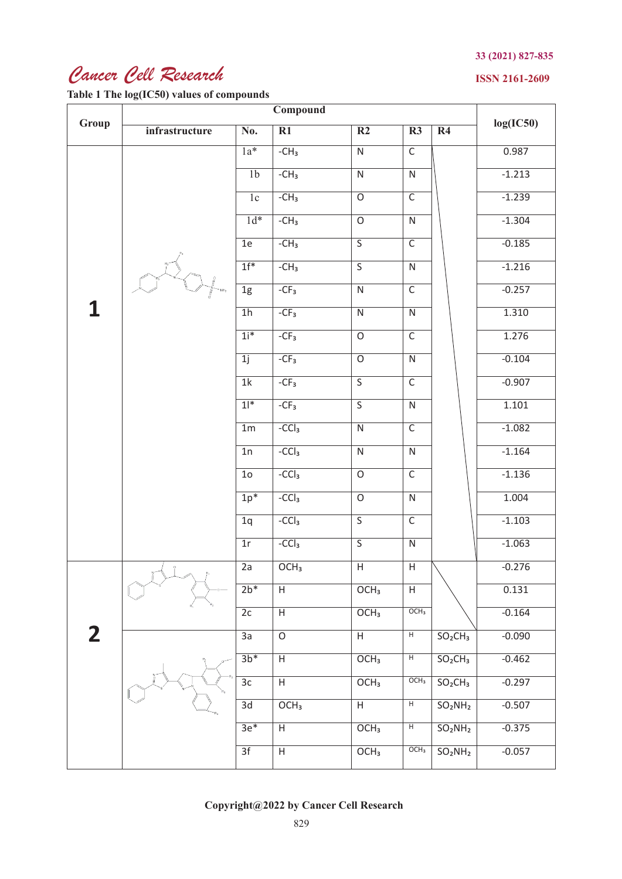**Table 1 The log(IC50) values of compounds**

| Group | Compound | | | | | | log(IC50) |
|---|---|---|---|---|---|---|---|
| | infrastructure | No. | R1 | R2 | R3 | R4 | |
| 1 | | 1a* | $-CH_3$ | N | C | | 0.987 |
| | | 1b | $-CH_3$ | N | N | | -1.213 |
| | | 1c | $-CH_3$ | O | C | | -1.239 |
| | | 1d* | $-CH_3$ | O | N | | -1.304 |
| | | 1e | $-CH_3$ | S | C | | -0.185 |
| | | 1f* | $-CH_3$ | S | N | | -1.216 |
| | | 1g | $-CF_3$ | N | C | | -0.257 |
| | | 1h | $-CF_3$ | N | N | | 1.310 |
| | | 1i* | $-CF_3$ | O | C | | 1.276 |
| | | 1j | $-CF_3$ | O | N | | -0.104 |
| | | 1k | $-CF_3$ | S | C | | -0.907 |
| | | 1l* | $-CF_3$ | S | N | | 1.101 |
| | | 1m | $-CCl_3$ | N | C | | -1.082 |
| | | 1n | $-CCl_3$ | N | N | | -1.164 |
| | | 1o | $-CCl_3$ | O | C | | -1.136 |
| | | 1p* | $-CCl_3$ | O | N | | 1.004 |
| | | 1q | $-CCl_3$ | S | C | | -1.103 |
| | | 1r | $-CCl_3$ | S | N | | -1.063 |
| 2 | | 2a | $OCH_3$ | H | H | | -0.276 |
| | | 2b* | H | $OCH_3$ | H | | 0.131 |
| | | 2c | H | $OCH_3$ | $OCH_3$ | | -0.164 |
| | | 3a | O | H | H | $SO_2CH_3$ | -0.090 |
| | | 3b* | H | $OCH_3$ | H | $SO_2CH_3$ | -0.462 |
| | | 3c | H | $OCH_3$ | $OCH_3$ | $SO_2CH_3$ | -0.297 |
| | | 3d | $OCH_3$ | H | H | $SO_2NH_2$ | -0.507 |
| | | 3e* | H | $OCH_3$ | H | $SO_2NH_2$ | -0.375 |
| | | 3f | H | $OCH_3$ | $OCH_3$ | $SO_2NH_2$ | -0.057 |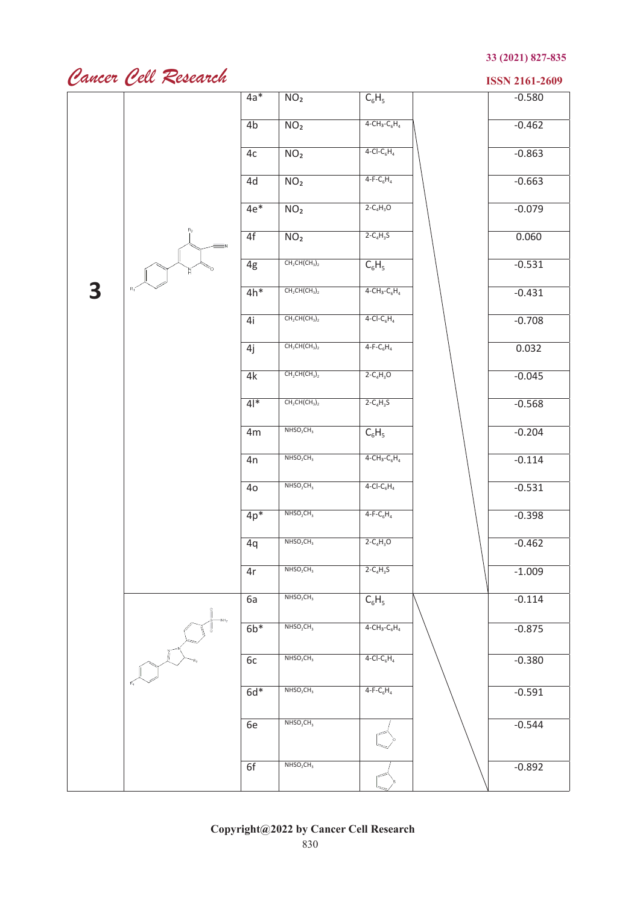|  |  |  |  |  |  |  |
|---|---|---|---|---|---|---|
| 3 |  | 4a* | $NO_2$ | $C_6H_5$ |  | -0.580 |
|  |  | 4b | $NO_2$ | 4-$CH_3$-$C_6H_4$ |  | -0.462 |
|  |  | 4c | $NO_2$ | 4-Cl-$C_6H_4$ |  | -0.863 |
|  |  | 4d | $NO_2$ | 4-F-$C_6H_4$ |  | -0.663 |
|  |  | 4e* | $NO_2$ | 2-$C_4H_3O$ |  | -0.079 |
|  |  | 4f | $NO_2$ | 2-$C_4H_3S$ |  | 0.060 |
|  |  | 4g | $CH_2CH(CH_3)_2$ | $C_6H_5$ |  | -0.531 |
|  |  | 4h* | $CH_2CH(CH_3)_2$ | 4-$CH_3$-$C_6H_4$ |  | -0.431 |
|  |  | 4i | $CH_2CH(CH_3)_2$ | 4-Cl-$C_6H_4$ |  | -0.708 |
|  |  | 4j | $CH_2CH(CH_3)_2$ | 4-F-$C_6H_4$ |  | 0.032 |
|  |  | 4k | $CH_2CH(CH_3)_2$ | 2-$C_4H_3O$ |  | -0.045 |
|  |  | 4l* | $CH_2CH(CH_3)_2$ | 2-$C_4H_3S$ |  | -0.568 |
|  |  | 4m | $NHSO_2CH_3$ | $C_6H_5$ |  | -0.204 |
|  |  | 4n | $NHSO_2CH_3$ | 4-$CH_3$-$C_6H_4$ |  | -0.114 |
|  |  | 4o | $NHSO_2CH_3$ | 4-Cl-$C_6H_4$ |  | -0.531 |
|  |  | 4p* | $NHSO_2CH_3$ | 4-F-$C_6H_4$ |  | -0.398 |
|  |  | 4q | $NHSO_2CH_3$ | 2-$C_4H_3O$ |  | -0.462 |
|  |  | 4r | $NHSO_2CH_3$ | 2-$C_4H_3S$ |  | -1.009 |
|  |  | 6a | $NHSO_2CH_3$ | $C_6H_5$ |  | -0.114 |
|  |  | 6b* | $NHSO_2CH_3$ | 4-$CH_3$-$C_6H_4$ |  | -0.875 |
|  |  | 6c | $NHSO_2CH_3$ | 4-Cl-$C_6H_4$ |  | -0.380 |
|  |  | 6d* | $NHSO_2CH_3$ | 4-F-$C_6H_4$ |  | -0.591 |
|  |  | 6e | $NHSO_2CH_3$ |  |  | -0.544 |
|  |  | 6f | $NHSO_2CH_3$ |  |  | -0.892 |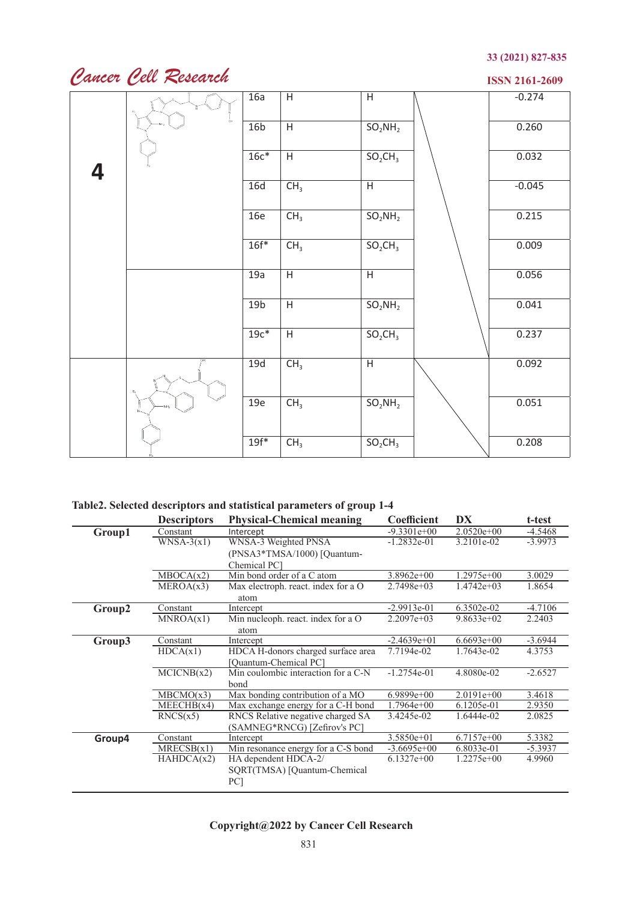| | | | | | | |
|---|---|---|---|---|---|---|
| **4** | | 16a | H | H | | -0.274 |
| | | 16b | H | $SO_2NH_2$ | | 0.260 |
| | | 16c* | H | $SO_2CH_3$ | | 0.032 |
| | | 16d | $CH_3$ | H | | -0.045 |
| | | 16e | $CH_3$ | $SO_2NH_2$ | | 0.215 |
| | | 16f* | $CH_3$ | $SO_2CH_3$ | | 0.009 |
| | | 19a | H | H | | 0.056 |
| | | 19b | H | $SO_2NH_2$ | | 0.041 |
| | | 19c* | H | $SO_2CH_3$ | | 0.237 |
| | | 19d | $CH_3$ | H | | 0.092 |
| | | 19e | $CH_3$ | $SO_2NH_2$ | | 0.051 |
| | | 19f* | $CH_3$ | $SO_2CH_3$ | | 0.208 |

**Table2. Selected descriptors and statistical parameters of group 1-4**

| | Descriptors | Physical-Chemical meaning | Coefficient | DX | t-test |
|---|---|---|---|---|---|
| **Group1** | Constant | Intercept | -9.3301e+00 | 2.0520e+00 | -4.5468 |
| | WNSA-3(x1) | WNSA-3 Weighted PNSA (PNSA3*TMSA/1000) [Quantum-Chemical PC] | -1.2832e-01 | 3.2101e-02 | -3.9973 |
| | MBOCA(x2) | Min bond order of a C atom | 3.8962e+00 | 1.2975e+00 | 3.0029 |
| | MEROA(x3) | Max electroph. react. index for a O atom | 2.7498e+03 | 1.4742e+03 | 1.8654 |
| **Group2** | Constant | Intercept | -2.9913e-01 | 6.3502e-02 | -4.7106 |
| | MNROA(x1) | Min nucleoph. react. index for a O atom | 2.2097e+03 | 9.8633e+02 | 2.2403 |
| **Group3** | Constant | Intercept | -2.4639e+01 | 6.6693e+00 | -3.6944 |
| | HDCA(x1) | HDCA H-donors charged surface area [Quantum-Chemical PC] | 7.7194e-02 | 1.7643e-02 | 4.3753 |
| | MCICNB(x2) | Min coulombic interaction for a C-N bond | -1.2754e-01 | 4.8080e-02 | -2.6527 |
| | MBCMO(x3) | Max bonding contribution of a MO | 6.9899e+00 | 2.0191e+00 | 3.4618 |
| | MEECHB(x4) | Max exchange energy for a C-H bond | 1.7964e+00 | 6.1205e-01 | 2.9350 |
| | RNCS(x5) | RNCS Relative negative charged SA (SAMNEG*RNCG) [Zefirov's PC] | 3.4245e-02 | 1.6444e-02 | 2.0825 |
| **Group4** | Constant | Intercept | 3.5850e+01 | 6.7157e+00 | 5.3382 |
| | MRECSB(x1) | Min resonance energy for a C-S bond | -3.6695e+00 | 6.8033e-01 | -5.3937 |
| | HAHDCA(x2) | HA dependent HDCA-2/ SQRT(TMSA) [Quantum-Chemical PC] | 6.1327e+00 | 1.2275e+00 | 4.9960 |

Copyright@2022 by Cancer Cell Research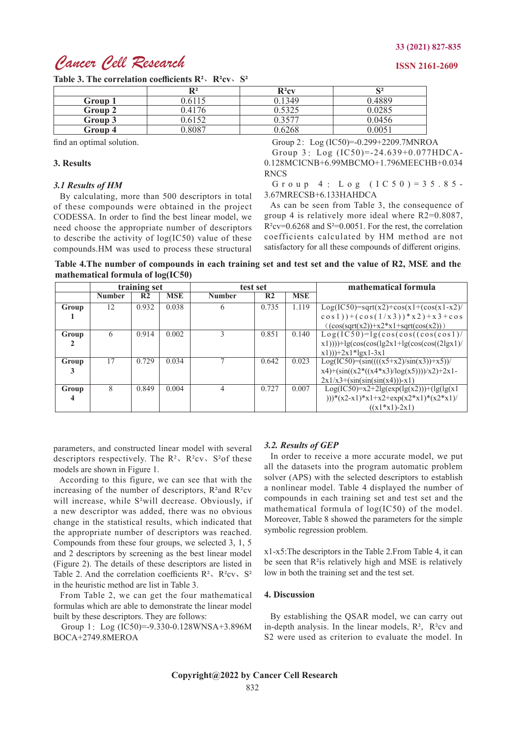**Table 3. The correlation coefficients $R^2$、$R^2cv$、$S^2$**

| | $R^2$ | $R^2cv$ | $S^2$ |
|---|---|---|---|
| Group 1 | 0.6115 | 0.1349 | 0.4889 |
| Group 2 | 0.4176 | 0.5325 | 0.0285 |
| Group 3 | 0.6152 | 0.3577 | 0.0456 |
| Group 4 | 0.8087 | 0.6268 | 0.0051 |

find an optimal solution.

## 3. Results

### *3.1 Results of HM*

By calculating, more than 500 descriptors in total of these compounds were obtained in the project CODESSA. In order to find the best linear model, we need choose the appropriate number of descriptors to describe the activity of log(IC50) value of these compounds.HM was used to process these structural parameters, and constructed linear model with several descriptors respectively. The $R^2$、$R^2cv$、$S^2$of these models are shown in Figure 1.

According to this figure, we can see that with the increasing of the number of descriptors, $R^2$and $R^2cv$ will increase, while $S^2$will decrease. Obviously, if a new descriptor was added, there was no obvious change in the statistical results, which indicated that the appropriate number of descriptors was reached. Compounds from these four groups, we selected 3, 1, 5 and 2 descriptors by screening as the best linear model (Figure 2). The details of these descriptors are listed in Table 2. And the correlation coefficients $R^2$、$R^2cv$、$S^2$ in the heuristic method are list in Table 3.

From Table 2, we can get the four mathematical formulas which are able to demonstrate the linear model built by these descriptors. They are follows:

Group 1：Log (IC50)=-9.330-0.128WNSA+3.896MBOCA+2749.8MEROA

Group 2：Log (IC50)=-0.299+2209.7MNROA

Group 3：Log (IC50)=-24.639+0.077HDCA-0.128MCICNB+6.99MBCMO+1.796MEECHB+0.034RNCS

Group 4：Log (IC50)=35.85-3.67MRECSB+6.133HAHDCA

As can be seen from Table 3, the consequence of group 4 is relatively more ideal where R2=0.8087, $R^2cv$=0.6268 and $S^2$=0.0051. For the rest, the correlation coefficients calculated by HM method are not satisfactory for all these compounds of different origins.

**Table 4.The number of compounds in each training set and test set and the value of R2, MSE and the mathematical formula of log(IC50)**

| | training set | | | test set | | | mathematical formula |
|---|---|---|---|---|---|---|---|
| | Number | R2 | MSE | Number | R2 | MSE | |
| Group 1 | 12 | 0.932 | 0.038 | 6 | 0.735 | 1.119 | Log(IC50)=sqrt(x2)+cos(x1+(cos(x1-x2)/cos1))+(cos(1/x3))*x2)+x3+cos((cos(sqrt(x2))+x2*x1+sqrt(cos(x2))) |
| Group 2 | 6 | 0.914 | 0.002 | 3 | 0.851 | 0.140 | Log(IC50)=lg(cos(cos((cos(cos1)/x1))))+lg(cos(cos(lg2x1+lg(cos(cos((2lgx1)/x1)))+2x1*lgx1-3x1 |
| Group 3 | 17 | 0.729 | 0.034 | 7 | 0.642 | 0.023 | Log(IC50)=(sin((((x5+x2)/sin(x3))+x5))/x4)+(sin((x2*((x4*x3)/log(x5))))/x2)+2x1-2x1/x3+(sin(sin(sin(x4)))-x1) |
| Group 4 | 8 | 0.849 | 0.004 | 4 | 0.727 | 0.007 | Log(IC50)=x2+2lg(exp(lg(x2)))+(lg(lg(x1)))*(x2-x1)*x1+x2+exp(x2*x1)*(x2*x1)/((x1*x1)-2x1) |

### *3.2. Results of GEP*

In order to receive a more accurate model, we put all the datasets into the program automatic problem solver (APS) with the selected descriptors to establish a nonlinear model. Table 4 displayed the number of compounds in each training set and test set and the mathematical formula of log(IC50) of the model. Moreover, Table 8 showed the parameters for the simple symbolic regression problem.

x1-x5:The descriptors in the Table 2.From Table 4, it can be seen that $R^2$is relatively high and MSE is relatively low in both the training set and the test set.

## 4. Discussion

By establishing the QSAR model, we can carry out in-depth analysis. In the linear models, $R^2$, $R^2cv$ and S2 were used as criterion to evaluate the model. In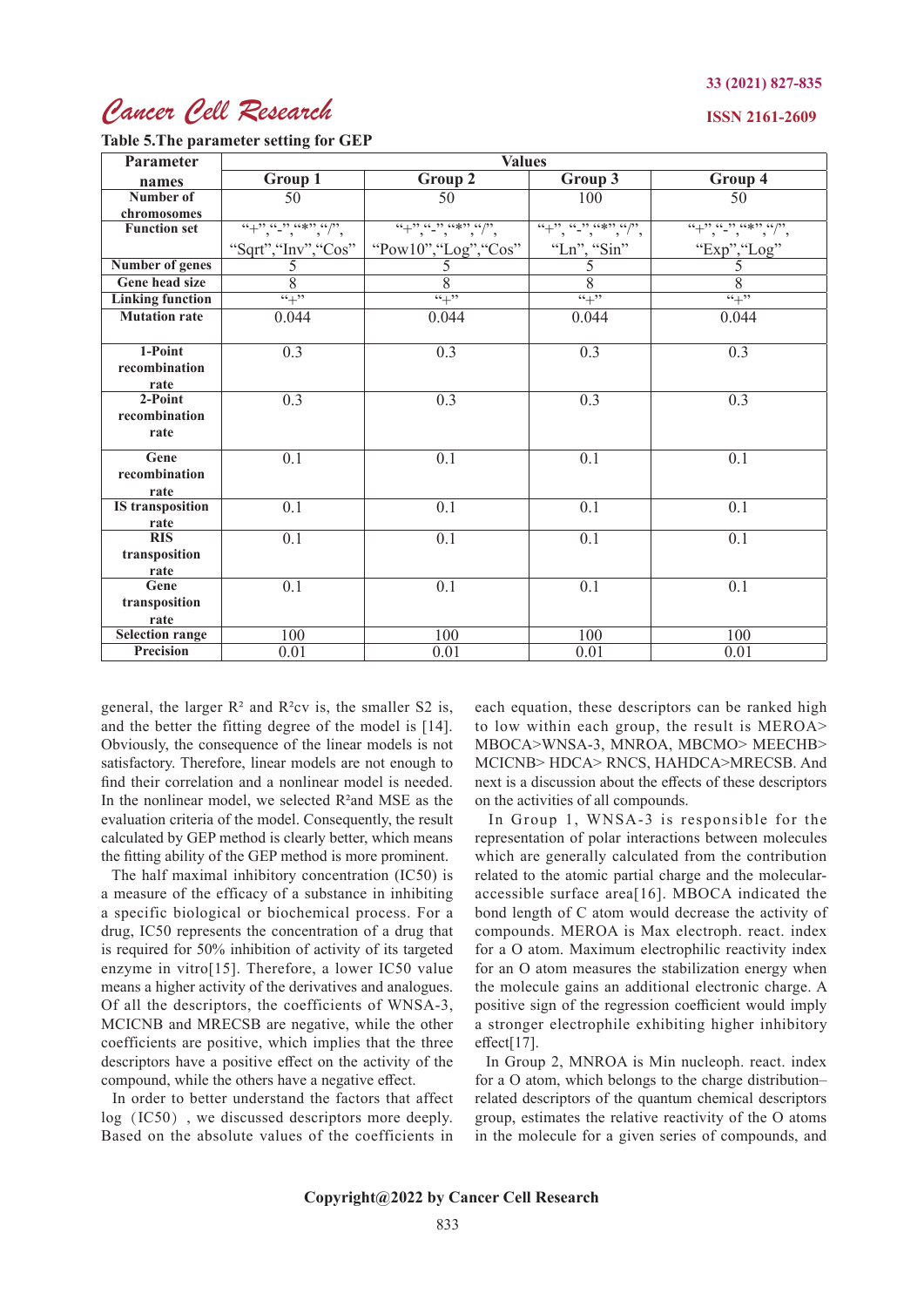**Table 5.The parameter setting for GEP**

| Parameter names | Values | | | |
|---|---|---|---|---|
| | Group 1 | Group 2 | Group 3 | Group 4 |
| Number of chromosomes | 50 | 50 | 100 | 50 |
| Function set | "+","-","*","/", "Sqrt","Inv","Cos" | "+","-","*","/", "Pow10","Log","Cos" | "+", "-","*","/", "Ln", "Sin" | "+","-","*","/", "Exp","Log" |
| Number of genes | 5 | 5 | 5 | 5 |
| Gene head size | 8 | 8 | 8 | 8 |
| Linking function | "+" | "+" | "+" | "+" |
| Mutation rate | 0.044 | 0.044 | 0.044 | 0.044 |
| 1-Point recombination rate | 0.3 | 0.3 | 0.3 | 0.3 |
| 2-Point recombination rate | 0.3 | 0.3 | 0.3 | 0.3 |
| Gene recombination rate | 0.1 | 0.1 | 0.1 | 0.1 |
| IS transposition rate | 0.1 | 0.1 | 0.1 | 0.1 |
| RIS transposition rate | 0.1 | 0.1 | 0.1 | 0.1 |
| Gene transposition rate | 0.1 | 0.1 | 0.1 | 0.1 |
| Selection range | 100 | 100 | 100 | 100 |
| Precision | 0.01 | 0.01 | 0.01 | 0.01 |

general, the larger $R^2$ and $R^2cv$ is, the smaller S2 is, and the better the fitting degree of the model is [14]. Obviously, the consequence of the linear models is not satisfactory. Therefore, linear models are not enough to find their correlation and a nonlinear model is needed. In the nonlinear model, we selected $R^2$and MSE as the evaluation criteria of the model. Consequently, the result calculated by GEP method is clearly better, which means the fitting ability of the GEP method is more prominent.

The half maximal inhibitory concentration (IC50) is a measure of the efficacy of a substance in inhibiting a specific biological or biochemical process. For a drug, IC50 represents the concentration of a drug that is required for 50% inhibition of activity of its targeted enzyme in vitro[15]. Therefore, a lower IC50 value means a higher activity of the derivatives and analogues. Of all the descriptors, the coefficients of WNSA-3, MCICNB and MRECSB are negative, while the other coefficients are positive, which implies that the three descriptors have a positive effect on the activity of the compound, while the others have a negative effect.

In order to better understand the factors that affect log（IC50）, we discussed descriptors more deeply. Based on the absolute values of the coefficients in each equation, these descriptors can be ranked high to low within each group, the result is MEROA> MBOCA>WNSA-3, MNROA, MBCMO> MEECHB> MCICNB> HDCA> RNCS, HAHDCA>MRECSB. And next is a discussion about the effects of these descriptors on the activities of all compounds.

In Group 1, WNSA-3 is responsible for the representation of polar interactions between molecules which are generally calculated from the contribution related to the atomic partial charge and the molecular-accessible surface area[16]. MBOCA indicated the bond length of C atom would decrease the activity of compounds. MEROA is Max electroph. react. index for a O atom. Maximum electrophilic reactivity index for an O atom measures the stabilization energy when the molecule gains an additional electronic charge. A positive sign of the regression coefficient would imply a stronger electrophile exhibiting higher inhibitory effect[17].

In Group 2, MNROA is Min nucleoph. react. index for a O atom, which belongs to the charge distribution–related descriptors of the quantum chemical descriptors group, estimates the relative reactivity of the O atoms in the molecule for a given series of compounds, and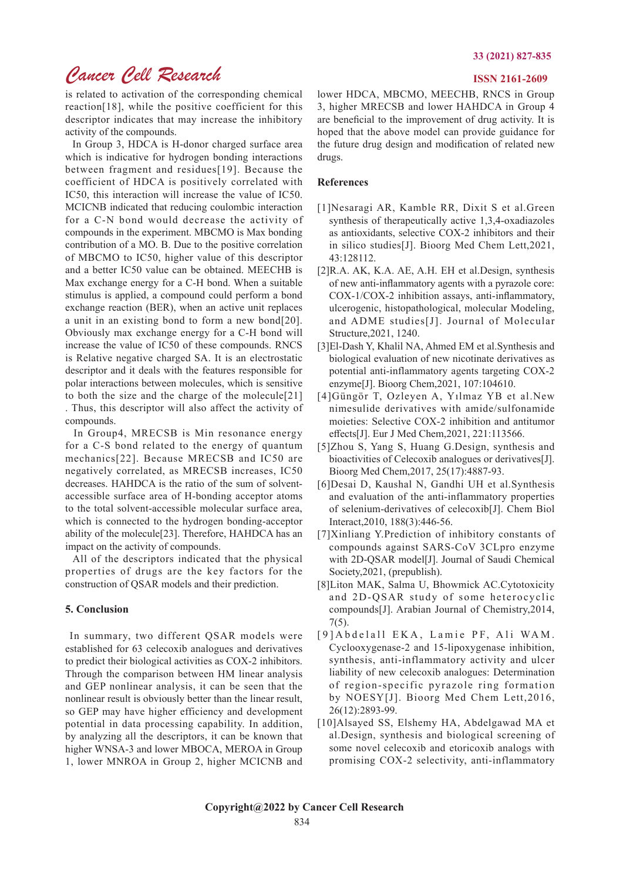is related to activation of the corresponding chemical reaction[18], while the positive coefficient for this descriptor indicates that may increase the inhibitory activity of the compounds.

In Group 3, HDCA is H-donor charged surface area which is indicative for hydrogen bonding interactions between fragment and residues[19]. Because the coefficient of HDCA is positively correlated with IC50, this interaction will increase the value of IC50. MCICNB indicated that reducing coulombic interaction for a C-N bond would decrease the activity of compounds in the experiment. MBCMO is Max bonding contribution of a MO. B. Due to the positive correlation of MBCMO to IC50, higher value of this descriptor and a better IC50 value can be obtained. MEECHB is Max exchange energy for a C-H bond. When a suitable stimulus is applied, a compound could perform a bond exchange reaction (BER), when an active unit replaces a unit in an existing bond to form a new bond[20]. Obviously max exchange energy for a C-H bond will increase the value of IC50 of these compounds. RNCS is Relative negative charged SA. It is an electrostatic descriptor and it deals with the features responsible for polar interactions between molecules, which is sensitive to both the size and the charge of the molecule[21]. Thus, this descriptor will also affect the activity of compounds.

In Group4, MRECSB is Min resonance energy for a C-S bond related to the energy of quantum mechanics[22]. Because MRECSB and IC50 are negatively correlated, as MRECSB increases, IC50 decreases. HAHDCA is the ratio of the sum of solvent-accessible surface area of H-bonding acceptor atoms to the total solvent-accessible molecular surface area, which is connected to the hydrogen bonding-acceptor ability of the molecule[23]. Therefore, HAHDCA has an impact on the activity of compounds.

All of the descriptors indicated that the physical properties of drugs are the key factors for the construction of QSAR models and their prediction.

## 5. Conclusion

In summary, two different QSAR models were established for 63 celecoxib analogues and derivatives to predict their biological activities as COX-2 inhibitors. Through the comparison between HM linear analysis and GEP nonlinear analysis, it can be seen that the nonlinear result is obviously better than the linear result, so GEP may have higher efficiency and development potential in data processing capability. In addition, by analyzing all the descriptors, it can be known that higher WNSA-3 and lower MBOCA, MEROA in Group 1, lower MNROA in Group 2, higher MCICNB and lower HDCA, MBCMO, MEECHB, RNCS in Group 3, higher MRECSB and lower HAHDCA in Group 4 are beneficial to the improvement of drug activity. It is hoped that the above model can provide guidance for the future drug design and modification of related new drugs.

## References

[1]Nesaragi AR, Kamble RR, Dixit S et al.Green synthesis of therapeutically active 1,3,4-oxadiazoles as antioxidants, selective COX-2 inhibitors and their in silico studies[J]. Bioorg Med Chem Lett,2021, 43:128112.

[2]R.A. AK, K.A. AE, A.H. EH et al.Design, synthesis of new anti-inflammatory agents with a pyrazole core: COX-1/COX-2 inhibition assays, anti-inflammatory, ulcerogenic, histopathological, molecular Modeling, and ADME studies[J]. Journal of Molecular Structure,2021, 1240.

[3]El-Dash Y, Khalil NA, Ahmed EM et al.Synthesis and biological evaluation of new nicotinate derivatives as potential anti-inflammatory agents targeting COX-2 enzyme[J]. Bioorg Chem,2021, 107:104610.

[4]Güngör T, Ozleyen A, Yılmaz YB et al.New nimesulide derivatives with amide/sulfonamide moieties: Selective COX-2 inhibition and antitumor effects[J]. Eur J Med Chem,2021, 221:113566.

[5]Zhou S, Yang S, Huang G.Design, synthesis and bioactivities of Celecoxib analogues or derivatives[J]. Bioorg Med Chem,2017, 25(17):4887-93.

[6]Desai D, Kaushal N, Gandhi UH et al.Synthesis and evaluation of the anti-inflammatory properties of selenium-derivatives of celecoxib[J]. Chem Biol Interact,2010, 188(3):446-56.

[7]Xinliang Y.Prediction of inhibitory constants of compounds against SARS-CoV 3CLpro enzyme with 2D-QSAR model[J]. Journal of Saudi Chemical Society,2021, (prepublish).

[8]Liton MAK, Salma U, Bhowmick AC.Cytotoxicity and 2D-QSAR study of some heterocyclic compounds[J]. Arabian Journal of Chemistry,2014, 7(5).

[9]Abdelall EKA, Lamie PF, Ali WAM. Cyclooxygenase-2 and 15-lipoxygenase inhibition, synthesis, anti-inflammatory activity and ulcer liability of new celecoxib analogues: Determination of region-specific pyrazole ring formation by NOESY[J]. Bioorg Med Chem Lett,2016, 26(12):2893-99.

[10]Alsayed SS, Elshemy HA, Abdelgawad MA et al.Design, synthesis and biological screening of some novel celecoxib and etoricoxib analogs with promising COX-2 selectivity, anti-inflammatory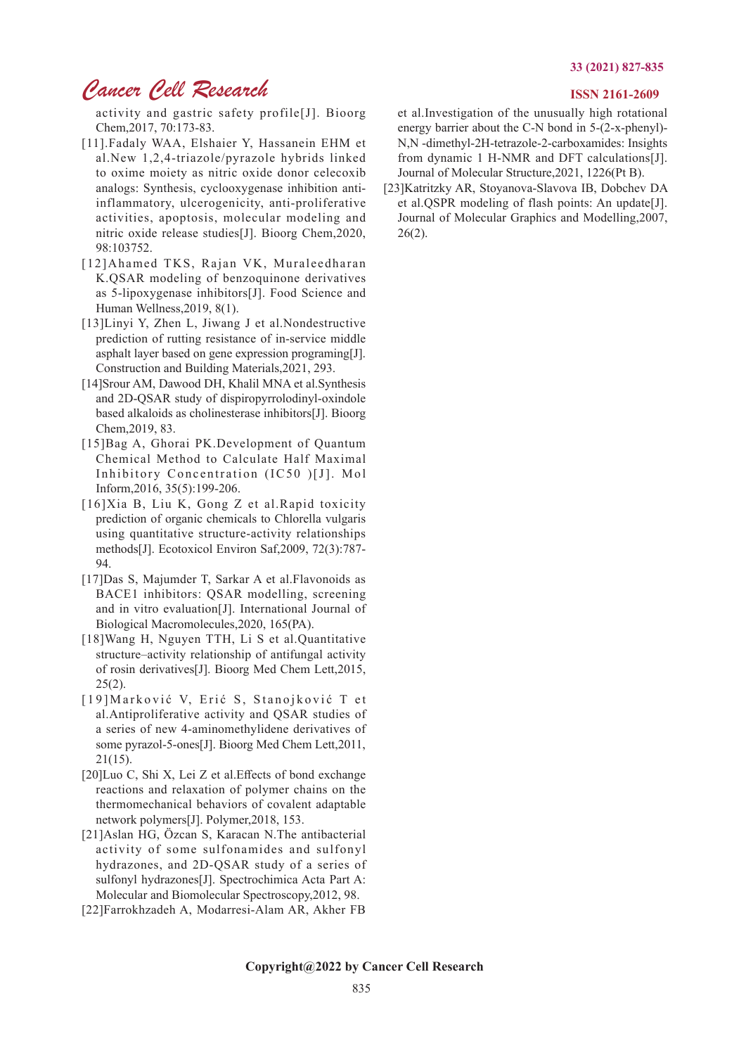activity and gastric safety profile[J]. Bioorg Chem,2017, 70:173-83.

[11].Fadaly WAA, Elshaier Y, Hassanein EHM et al.New 1,2,4-triazole/pyrazole hybrids linked to oxime moiety as nitric oxide donor celecoxib analogs: Synthesis, cyclooxygenase inhibition anti-inflammatory, ulcerogenicity, anti-proliferative activities, apoptosis, molecular modeling and nitric oxide release studies[J]. Bioorg Chem,2020, 98:103752.

[12]Ahamed TKS, Rajan VK, Muraleedharan K.QSAR modeling of benzoquinone derivatives as 5-lipoxygenase inhibitors[J]. Food Science and Human Wellness,2019, 8(1).

[13]Linyi Y, Zhen L, Jiwang J et al.Nondestructive prediction of rutting resistance of in-service middle asphalt layer based on gene expression programing[J]. Construction and Building Materials,2021, 293.

[14]Srour AM, Dawood DH, Khalil MNA et al.Synthesis and 2D-QSAR study of dispiropyrrolodinyl-oxindole based alkaloids as cholinesterase inhibitors[J]. Bioorg Chem,2019, 83.

[15]Bag A, Ghorai PK.Development of Quantum Chemical Method to Calculate Half Maximal Inhibitory Concentration (IC50 )[J]. Mol Inform,2016, 35(5):199-206.

[16]Xia B, Liu K, Gong Z et al.Rapid toxicity prediction of organic chemicals to Chlorella vulgaris using quantitative structure-activity relationships methods[J]. Ecotoxicol Environ Saf,2009, 72(3):787-94.

[17]Das S, Majumder T, Sarkar A et al.Flavonoids as BACE1 inhibitors: QSAR modelling, screening and in vitro evaluation[J]. International Journal of Biological Macromolecules,2020, 165(PA).

[18]Wang H, Nguyen TTH, Li S et al.Quantitative structure–activity relationship of antifungal activity of rosin derivatives[J]. Bioorg Med Chem Lett,2015, 25(2).

[19]Marković V, Erić S, Stanojković T et al.Antiproliferative activity and QSAR studies of a series of new 4-aminomethylidene derivatives of some pyrazol-5-ones[J]. Bioorg Med Chem Lett,2011, 21(15).

[20]Luo C, Shi X, Lei Z et al.Effects of bond exchange reactions and relaxation of polymer chains on the thermomechanical behaviors of covalent adaptable network polymers[J]. Polymer,2018, 153.

[21]Aslan HG, Özcan S, Karacan N.The antibacterial activity of some sulfonamides and sulfonyl hydrazones, and 2D-QSAR study of a series of sulfonyl hydrazones[J]. Spectrochimica Acta Part A: Molecular and Biomolecular Spectroscopy,2012, 98.

[22]Farrokhzadeh A, Modarresi-Alam AR, Akher FB et al.Investigation of the unusually high rotational energy barrier about the C-N bond in 5-(2-x-phenyl)-N,N -dimethyl-2H-tetrazole-2-carboxamides: Insights from dynamic 1 H-NMR and DFT calculations[J]. Journal of Molecular Structure,2021, 1226(Pt B).

[23]Katritzky AR, Stoyanova-Slavova IB, Dobchev DA et al.QSPR modeling of flash points: An update[J]. Journal of Molecular Graphics and Modelling,2007, 26(2).